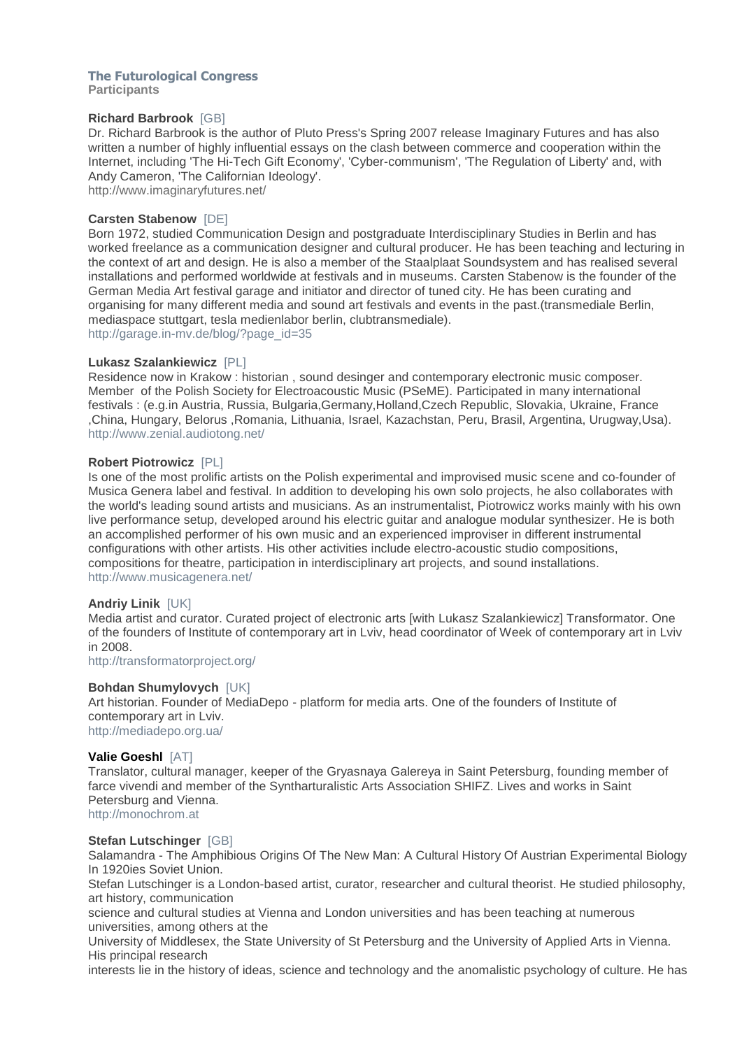# The Futurological Congress

**Participants**

### Richard Barbrook [GB]

Dr. Richard Barbrook is the author of Pluto Press's Spring 2007 release Imaginary Futures and has also written a number of highly influential essays on the clash between commerce and cooperation within the Internet, including 'The Hi-Tech Gift Economy', 'Cyber-communism', 'The Regulation of Liberty' and, with Andy Cameron, 'The Californian Ideology'.
http://www.imaginaryfutures.net/

### Carsten Stabenow [DE]

Born 1972, studied Communication Design and postgraduate Interdisciplinary Studies in Berlin and has worked freelance as a communication designer and cultural producer. He has been teaching and lecturing in the context of art and design. He is also a member of the Staalplaat Soundsystem and has realised several installations and performed worldwide at festivals and in museums. Carsten Stabenow is the founder of the German Media Art festival garage and initiator and director of tuned city. He has been curating and organising for many different media and sound art festivals and events in the past.(transmediale Berlin, mediaspace stuttgart, tesla medienlabor berlin, clubtransmediale).
http://garage.in-mv.de/blog/?page_id=35

### Lukasz Szalankiewicz [PL]

Residence now in Krakow : historian , sound desinger and contemporary electronic music composer. Member of the Polish Society for Electroacoustic Music (PSeME). Participated in many international festivals : (e.g.in Austria, Russia, Bulgaria,Germany,Holland,Czech Republic, Slovakia, Ukraine, France ,China, Hungary, Belorus ,Romania, Lithuania, Israel, Kazachstan, Peru, Brasil, Argentina, Urugway,Usa).
http://www.zenial.audiotong.net/

### Robert Piotrowicz [PL]

Is one of the most prolific artists on the Polish experimental and improvised music scene and co-founder of Musica Genera label and festival. In addition to developing his own solo projects, he also collaborates with the world's leading sound artists and musicians. As an instrumentalist, Piotrowicz works mainly with his own live performance setup, developed around his electric guitar and analogue modular synthesizer. He is both an accomplished performer of his own music and an experienced improviser in different instrumental configurations with other artists. His other activities include electro-acoustic studio compositions, compositions for theatre, participation in interdisciplinary art projects, and sound installations.
http://www.musicagenera.net/

### Andriy Linik [UK]

Media artist and curator. Curated project of electronic arts [with Lukasz Szalankiewicz] Transformator. One of the founders of Institute of contemporary art in Lviv, head coordinator of Week of contemporary art in Lviv in 2008.
http://transformatorproject.org/

### Bohdan Shumylovych [UK]

Art historian. Founder of MediaDepo - platform for media arts. One of the founders of Institute of contemporary art in Lviv.
http://mediadepo.org.ua/

### Valie Goeshl [AT]

Translator, cultural manager, keeper of the Gryasnaya Galereya in Saint Petersburg, founding member of farce vivendi and member of the Syntharturalistic Arts Association SHIFZ. Lives and works in Saint Petersburg and Vienna.
http://monochrom.at

### Stefan Lutschinger [GB]

Salamandra - The Amphibious Origins Of The New Man: A Cultural History Of Austrian Experimental Biology In 1920ies Soviet Union.

Stefan Lutschinger is a London-based artist, curator, researcher and cultural theorist. He studied philosophy, art history, communication science and cultural studies at Vienna and London universities and has been teaching at numerous universities, among others at the University of Middlesex, the State University of St Petersburg and the University of Applied Arts in Vienna. His principal research interests lie in the history of ideas, science and technology and the anomalistic psychology of culture. He has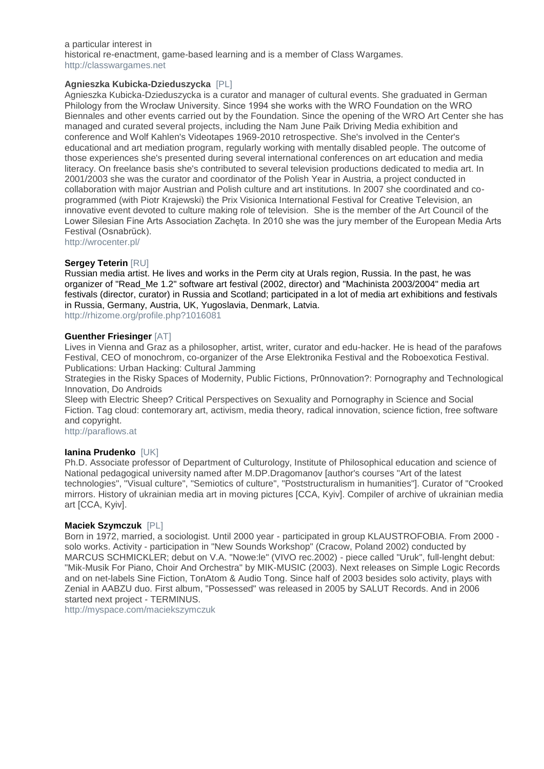a particular interest in
historical re-enactment, game-based learning and is a member of Class Wargames.
http://classwargames.net

**Agnieszka Kubicka-Dzieduszycka** [PL]

Agnieszka Kubicka-Dzieduszycka is a curator and manager of cultural events. She graduated in German Philology from the Wrocław University. Since 1994 she works with the WRO Foundation on the WRO Biennales and other events carried out by the Foundation. Since the opening of the WRO Art Center she has managed and curated several projects, including the Nam June Paik Driving Media exhibition and conference and Wolf Kahlen's Videotapes 1969-2010 retrospective. She's involved in the Center's educational and art mediation program, regularly working with mentally disabled people. The outcome of those experiences she's presented during several international conferences on art education and media literacy. On freelance basis she's contributed to several television productions dedicated to media art. In 2001/2003 she was the curator and coordinator of the Polish Year in Austria, a project conducted in collaboration with major Austrian and Polish culture and art institutions. In 2007 she coordinated and co-programmed (with Piotr Krajewski) the Prix Visionica International Festival for Creative Television, an innovative event devoted to culture making role of television. She is the member of the Art Council of the Lower Silesian Fine Arts Association Zachęta. In 2010 she was the jury member of the European Media Arts Festival (Osnabrück).
http://wrocenter.pl/

**Sergey Teterin** [RU]

Russian media artist. He lives and works in the Perm city at Urals region, Russia. In the past, he was organizer of "Read_Me 1.2" software art festival (2002, director) and "Machinista 2003/2004" media art festivals (director, curator) in Russia and Scotland; participated in a lot of media art exhibitions and festivals in Russia, Germany, Austria, UK, Yugoslavia, Denmark, Latvia.
http://rhizome.org/profile.php?1016081

**Guenther Friesinger** [AT]

Lives in Vienna and Graz as a philosopher, artist, writer, curator and edu-hacker. He is head of the parafows Festival, CEO of monochrom, co-organizer of the Arse Elektronika Festival and the Roboexotica Festival. Publications: Urban Hacking: Cultural Jamming
Strategies in the Risky Spaces of Modernity, Public Fictions, Pr0nnovation?: Pornography and Technological Innovation, Do Androids
Sleep with Electric Sheep? Critical Perspectives on Sexuality and Pornography in Science and Social Fiction. Tag cloud: contemorary art, activism, media theory, radical innovation, science fiction, free software and copyright.
http://paraflows.at

**Ianina Prudenko** [UK]

Ph.D. Associate professor of Department of Culturology, Institute of Philosophical education and science of National pedagogical university named after M.DP.Dragomanov [author's courses "Art of the latest technologies", "Visual culture", "Semiotics of culture", "Poststructuralism in humanities"]. Curator of "Crooked mirrors. History of ukrainian media art in moving pictures [CCA, Kyiv]. Compiler of archive of ukrainian media art [CCA, Kyiv].

**Maciek Szymczuk** [PL]

Born in 1972, married, a sociologist. Until 2000 year - participated in group KLAUSTROFOBIA. From 2000 - solo works. Activity - participation in "New Sounds Workshop" (Cracow, Poland 2002) conducted by MARCUS SCHMICKLER; debut on V.A. "Nowe:le" (VIVO rec.2002) - piece called "Uruk", full-lenght debut: "Mik-Musik For Piano, Choir And Orchestra" by MIK-MUSIC (2003). Next releases on Simple Logic Records and on net-labels Sine Fiction, TonAtom & Audio Tong. Since half of 2003 besides solo activity, plays with Zenial in AABZU duo. First album, "Possessed" was released in 2005 by SALUT Records. And in 2006 started next project - TERMINUS.
http://myspace.com/maciekszymczuk